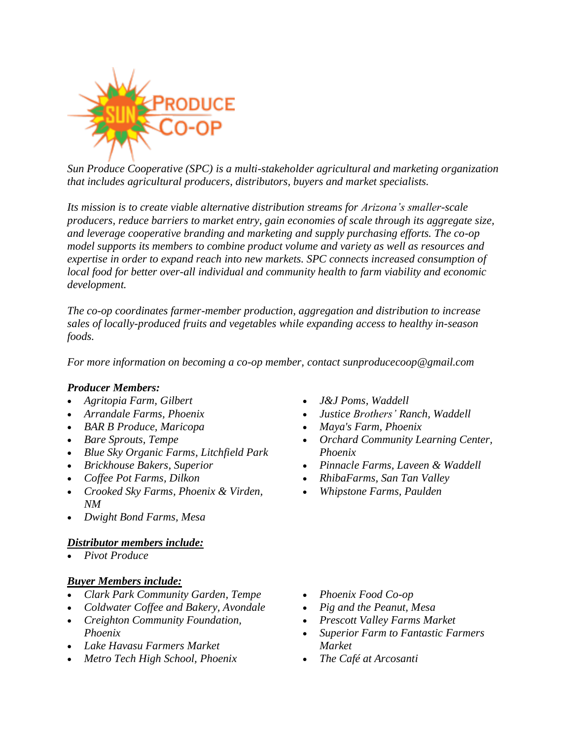*Sun Produce Cooperative (SPC) is a multi-stakeholder agricultural and marketing organization that includes agricultural producers, distributors, buyers and market specialists.*

*Its mission is to create viable alternative distribution streams for Arizona's smaller-scale producers, reduce barriers to market entry, gain economies of scale through its aggregate size, and leverage cooperative branding and marketing and supply purchasing efforts. The co-op model supports its members to combine product volume and variety as well as resources and expertise in order to expand reach into new markets. SPC connects increased consumption of local food for better over-all individual and community health to farm viability and economic development.*

*The co-op coordinates farmer-member production, aggregation and distribution to increase sales of locally-produced fruits and vegetables while expanding access to healthy in-season foods.*

*For more information on becoming a co-op member, contact sunproducecoop@gmail.com*

***Producer Members:***

- *Agritopia Farm, Gilbert*
- *Arrandale Farms, Phoenix*
- *BAR B Produce, Maricopa*
- *Bare Sprouts, Tempe*
- *Blue Sky Organic Farms, Litchfield Park*
- *Brickhouse Bakers, Superior*
- *Coffee Pot Farms, Dilkon*
- *Crooked Sky Farms, Phoenix & Virden, NM*
- *Dwight Bond Farms, Mesa*
- *J&J Poms, Waddell*
- *Justice Brothers' Ranch, Waddell*
- *Maya's Farm, Phoenix*
- *Orchard Community Learning Center, Phoenix*
- *Pinnacle Farms, Laveen & Waddell*
- *RhibaFarms, San Tan Valley*
- *Whipstone Farms, Paulden*

***Distributor members include:***

- *Pivot Produce*

***Buyer Members include:***

- *Clark Park Community Garden, Tempe*
- *Coldwater Coffee and Bakery, Avondale*
- *Creighton Community Foundation, Phoenix*
- *Lake Havasu Farmers Market*
- *Metro Tech High School, Phoenix*
- *Phoenix Food Co-op*
- *Pig and the Peanut, Mesa*
- *Prescott Valley Farms Market*
- *Superior Farm to Fantastic Farmers Market*
- *The Café at Arcosanti*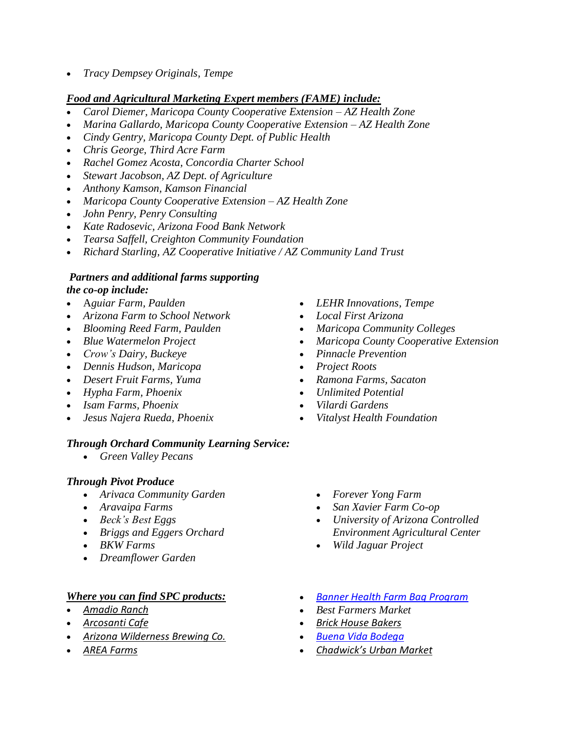- *Tracy Dempsey Originals, Tempe*

***Food and Agricultural Marketing Expert members (FAME) include:***

- *Carol Diemer, Maricopa County Cooperative Extension – AZ Health Zone*
- *Marina Gallardo, Maricopa County Cooperative Extension – AZ Health Zone*
- *Cindy Gentry, Maricopa County Dept. of Public Health*
- *Chris George, Third Acre Farm*
- *Rachel Gomez Acosta, Concordia Charter School*
- *Stewart Jacobson, AZ Dept. of Agriculture*
- *Anthony Kamson, Kamson Financial*
- *Maricopa County Cooperative Extension – AZ Health Zone*
- *John Penry, Penry Consulting*
- *Kate Radosevic, Arizona Food Bank Network*
- *Tearsa Saffell, Creighton Community Foundation*
- *Richard Starling, AZ Cooperative Initiative / AZ Community Land Trust*

***Partners and additional farms supporting the co-op include:***

- *Aguiar Farm, Paulden*
- *Arizona Farm to School Network*
- *Blooming Reed Farm, Paulden*
- *Blue Watermelon Project*
- *Crow's Dairy, Buckeye*
- *Dennis Hudson, Maricopa*
- *Desert Fruit Farms, Yuma*
- *Hypha Farm, Phoenix*
- *Isam Farms, Phoenix*
- *Jesus Najera Rueda, Phoenix*
- *LEHR Innovations, Tempe*
- *Local First Arizona*
- *Maricopa Community Colleges*
- *Maricopa County Cooperative Extension*
- *Pinnacle Prevention*
- *Project Roots*
- *Ramona Farms, Sacaton*
- *Unlimited Potential*
- *Vilardi Gardens*
- *Vitalyst Health Foundation*

***Through Orchard Community Learning Service:***

- *Green Valley Pecans*

***Through Pivot Produce***

- *Arivaca Community Garden*
- *Aravaipa Farms*
- *Beck's Best Eggs*
- *Briggs and Eggers Orchard*
- *BKW Farms*
- *Dreamflower Garden*
- *Forever Yong Farm*
- *San Xavier Farm Co-op*
- *University of Arizona Controlled Environment Agricultural Center*
- *Wild Jaguar Project*

***Where you can find SPC products:***

- *Amadio Ranch*
- *Arcosanti Cafe*
- *Arizona Wilderness Brewing Co.*
- *AREA Farms*
- *Banner Health Farm Bag Program*
- *Best Farmers Market*
- *Brick House Bakers*
- *Buena Vida Bodega*
- *Chadwick's Urban Market*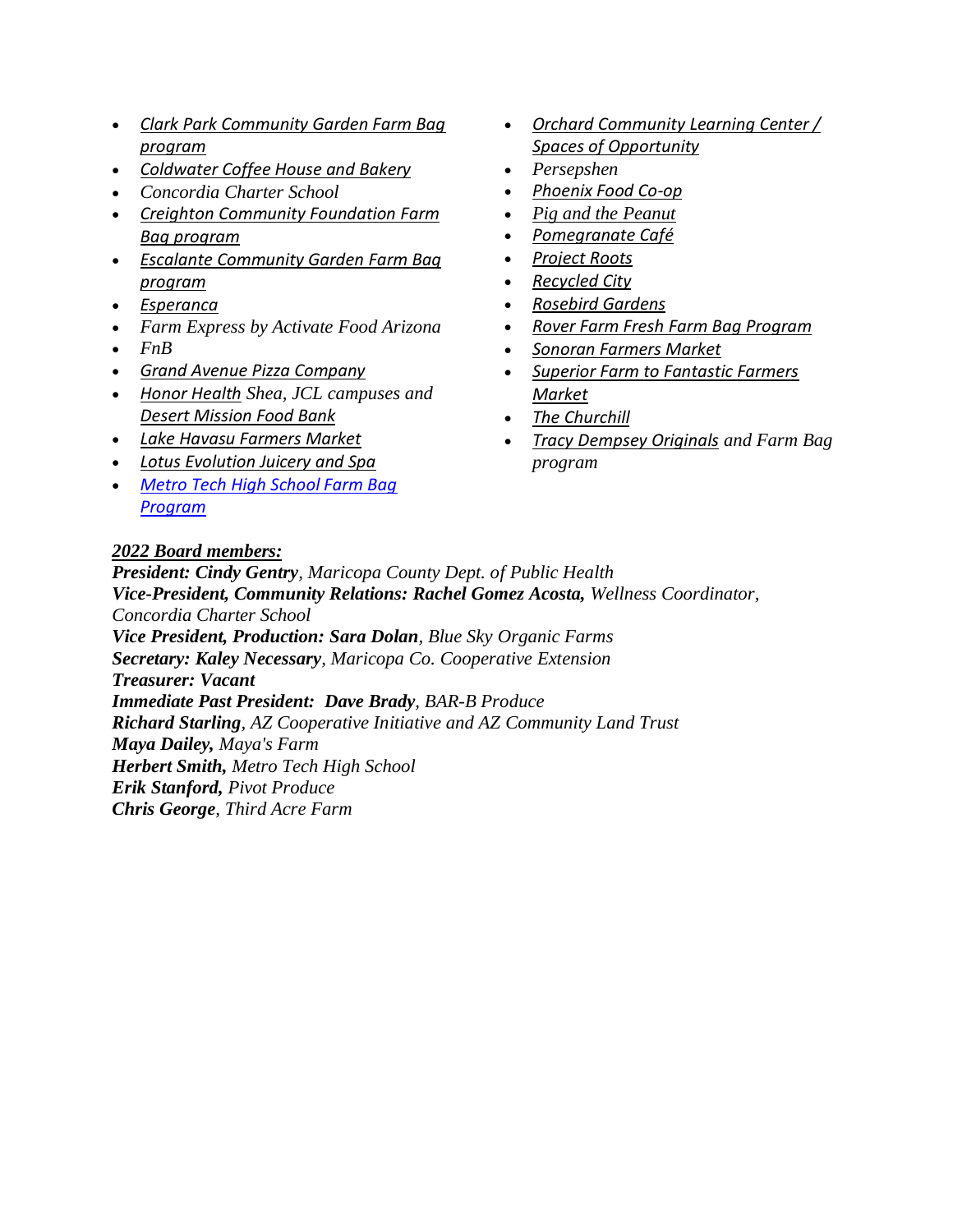- *Clark Park Community Garden Farm Bag program*
- *Coldwater Coffee House and Bakery*
- *Concordia Charter School*
- *Creighton Community Foundation Farm Bag program*
- *Escalante Community Garden Farm Bag program*
- *Esperanca*
- *Farm Express by Activate Food Arizona*
- *FnB*
- *Grand Avenue Pizza Company*
- *Honor Health Shea, JCL campuses and Desert Mission Food Bank*
- *Lake Havasu Farmers Market*
- *Lotus Evolution Juicery and Spa*
- *Metro Tech High School Farm Bag Program*
- *Orchard Community Learning Center / Spaces of Opportunity*
- *Persepshen*
- *Phoenix Food Co-op*
- *Pig and the Peanut*
- *Pomegranate Café*
- *Project Roots*
- *Recycled City*
- *Rosebird Gardens*
- *Rover Farm Fresh Farm Bag Program*
- *Sonoran Farmers Market*
- *Superior Farm to Fantastic Farmers Market*
- *The Churchill*
- *Tracy Dempsey Originals and Farm Bag program*

***2022 Board members:***

***President: Cindy Gentry**, Maricopa County Dept. of Public Health*
***Vice-President, Community Relations: Rachel Gomez Acosta,** Wellness Coordinator, Concordia Charter School*
***Vice President, Production: Sara Dolan**, Blue Sky Organic Farms*
***Secretary: Kaley Necessary**, Maricopa Co. Cooperative Extension*
***Treasurer: Vacant***
***Immediate Past President: Dave Brady**, BAR-B Produce*
***Richard Starling**, AZ Cooperative Initiative and AZ Community Land Trust*
***Maya Dailey,** Maya's Farm*
***Herbert Smith,** Metro Tech High School*
***Erik Stanford,** Pivot Produce*
***Chris George**, Third Acre Farm*